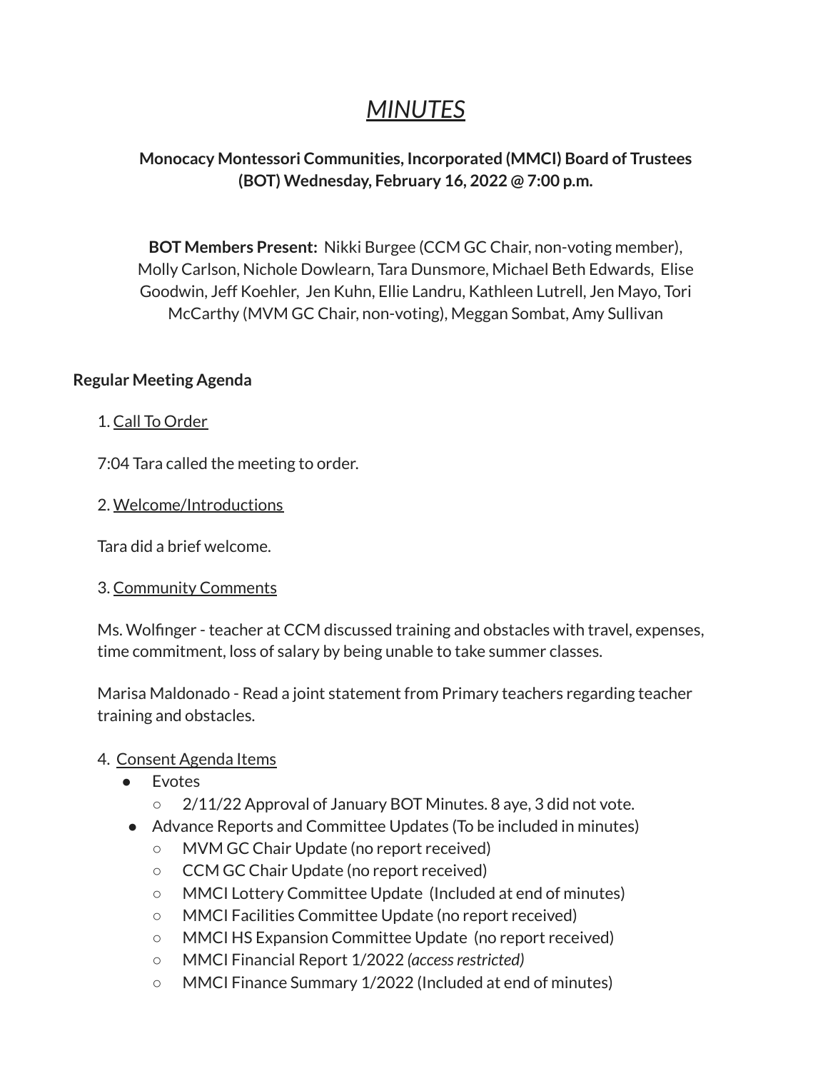# *MINUTES*

**Monocacy Montessori Communities, Incorporated (MMCI) Board of Trustees (BOT) Wednesday, February 16, 2022 @ 7:00 p.m.**

**BOT Members Present:** Nikki Burgee (CCM GC Chair, non-voting member), Molly Carlson, Nichole Dowlearn, Tara Dunsmore, Michael Beth Edwards, Elise Goodwin, Jeff Koehler, Jen Kuhn, Ellie Landru, Kathleen Lutrell, Jen Mayo, Tori McCarthy (MVM GC Chair, non-voting), Meggan Sombat, Amy Sullivan

**Regular Meeting Agenda**

1. Call To Order

7:04 Tara called the meeting to order.

2. Welcome/Introductions

Tara did a brief welcome.

3. Community Comments

Ms. Wolfinger - teacher at CCM discussed training and obstacles with travel, expenses, time commitment, loss of salary by being unable to take summer classes.

Marisa Maldonado - Read a joint statement from Primary teachers regarding teacher training and obstacles.

4. Consent Agenda Items

- Evotes
  - 2/11/22 Approval of January BOT Minutes. 8 aye, 3 did not vote.
- Advance Reports and Committee Updates (To be included in minutes)
  - MVM GC Chair Update (no report received)
  - CCM GC Chair Update (no report received)
  - MMCI Lottery Committee Update (Included at end of minutes)
  - MMCI Facilities Committee Update (no report received)
  - MMCI HS Expansion Committee Update (no report received)
  - MMCI Financial Report 1/2022 *(access restricted)*
  - MMCI Finance Summary 1/2022 (Included at end of minutes)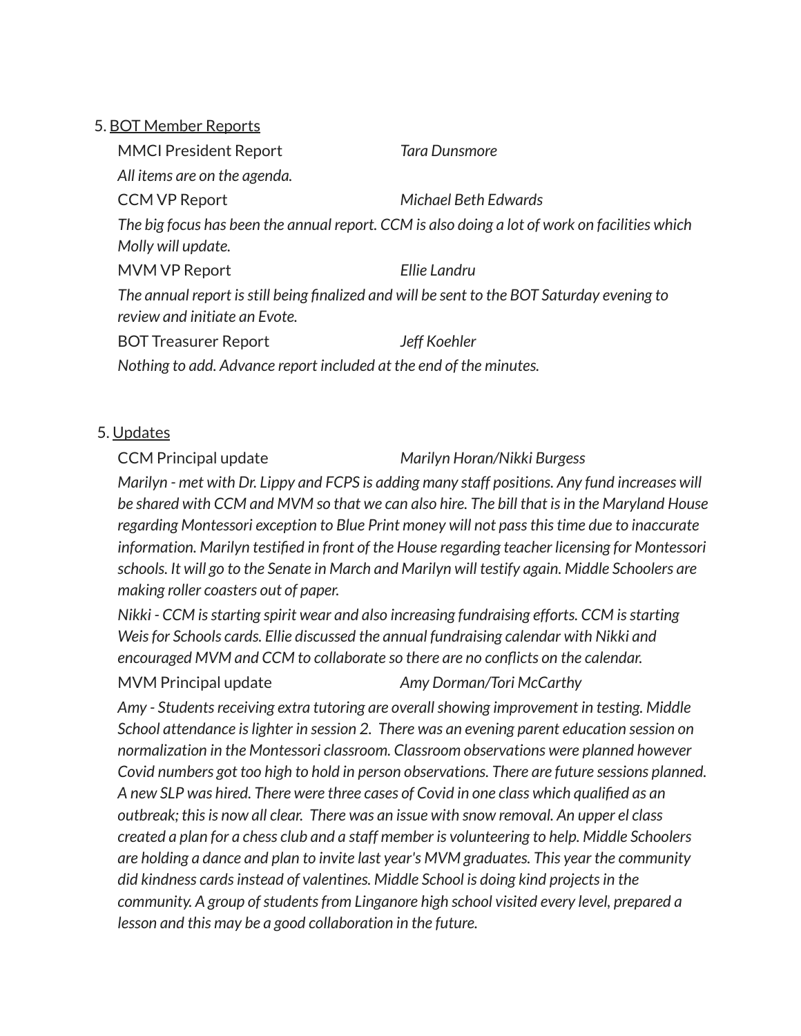5. <u>BOT Member Reports</u>

MMCI President Report *Tara Dunsmore*

*All items are on the agenda.*

CCM VP Report *Michael Beth Edwards*

*The big focus has been the annual report. CCM is also doing a lot of work on facilities which Molly will update.*

MVM VP Report *Ellie Landru*

*The annual report is still being finalized and will be sent to the BOT Saturday evening to review and initiate an Evote.*

BOT Treasurer Report *Jeff Koehler*

*Nothing to add. Advance report included at the end of the minutes.*

5. <u>Updates</u>

CCM Principal update *Marilyn Horan/Nikki Burgess*

*Marilyn - met with Dr. Lippy and FCPS is adding many staff positions. Any fund increases will be shared with CCM and MVM so that we can also hire. The bill that is in the Maryland House regarding Montessori exception to Blue Print money will not pass this time due to inaccurate information. Marilyn testified in front of the House regarding teacher licensing for Montessori schools. It will go to the Senate in March and Marilyn will testify again. Middle Schoolers are making roller coasters out of paper.*

*Nikki - CCM is starting spirit wear and also increasing fundraising efforts. CCM is starting Weis for Schools cards. Ellie discussed the annual fundraising calendar with Nikki and encouraged MVM and CCM to collaborate so there are no conflicts on the calendar.*

MVM Principal update *Amy Dorman/Tori McCarthy*

*Amy - Students receiving extra tutoring are overall showing improvement in testing. Middle School attendance is lighter in session 2. There was an evening parent education session on normalization in the Montessori classroom. Classroom observations were planned however Covid numbers got too high to hold in person observations. There are future sessions planned. A new SLP was hired. There were three cases of Covid in one class which qualified as an outbreak; this is now all clear. There was an issue with snow removal. An upper el class created a plan for a chess club and a staff member is volunteering to help. Middle Schoolers are holding a dance and plan to invite last year's MVM graduates. This year the community did kindness cards instead of valentines. Middle School is doing kind projects in the community. A group of students from Linganore high school visited every level, prepared a lesson and this may be a good collaboration in the future.*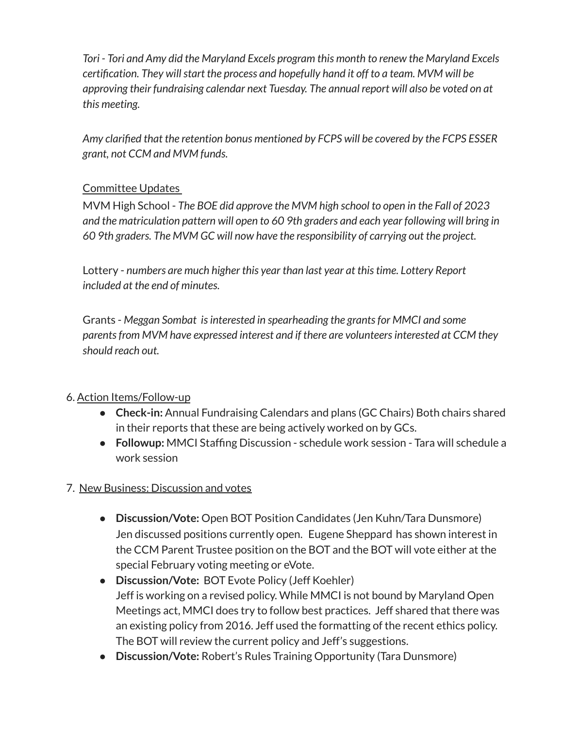*Tori - Tori and Amy did the Maryland Excels program this month to renew the Maryland Excels certification. They will start the process and hopefully hand it off to a team. MVM will be approving their fundraising calendar next Tuesday. The annual report will also be voted on at this meeting.*

*Amy clarified that the retention bonus mentioned by FCPS will be covered by the FCPS ESSER grant, not CCM and MVM funds.*

Committee Updates

MVM High School - *The BOE did approve the MVM high school to open in the Fall of 2023 and the matriculation pattern will open to 60 9th graders and each year following will bring in 60 9th graders. The MVM GC will now have the responsibility of carrying out the project.*

Lottery - *numbers are much higher this year than last year at this time. Lottery Report included at the end of minutes.*

Grants - *Meggan Sombat is interested in spearheading the grants for MMCI and some parents from MVM have expressed interest and if there are volunteers interested at CCM they should reach out.*

6. Action Items/Follow-up
   - **Check-in:** Annual Fundraising Calendars and plans (GC Chairs) Both chairs shared in their reports that these are being actively worked on by GCs.
   - **Followup:** MMCI Staffing Discussion - schedule work session - Tara will schedule a work session

7. New Business: Discussion and votes
   - **Discussion/Vote:** Open BOT Position Candidates (Jen Kuhn/Tara Dunsmore) Jen discussed positions currently open. Eugene Sheppard has shown interest in the CCM Parent Trustee position on the BOT and the BOT will vote either at the special February voting meeting or eVote.
   - **Discussion/Vote:** BOT Evote Policy (Jeff Koehler) Jeff is working on a revised policy. While MMCI is not bound by Maryland Open Meetings act, MMCI does try to follow best practices. Jeff shared that there was an existing policy from 2016. Jeff used the formatting of the recent ethics policy. The BOT will review the current policy and Jeff's suggestions.
   - **Discussion/Vote:** Robert's Rules Training Opportunity (Tara Dunsmore)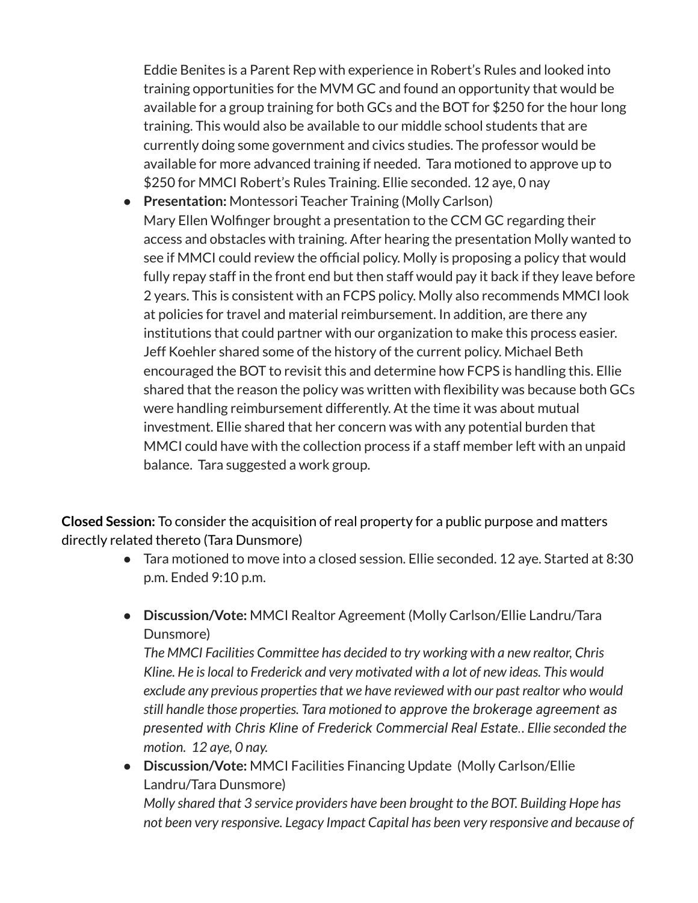Eddie Benites is a Parent Rep with experience in Robert's Rules and looked into training opportunities for the MVM GC and found an opportunity that would be available for a group training for both GCs and the BOT for $250 for the hour long training. This would also be available to our middle school students that are currently doing some government and civics studies. The professor would be available for more advanced training if needed. Tara motioned to approve up to $250 for MMCI Robert's Rules Training. Ellie seconded. 12 aye, 0 nay

- **Presentation:** Montessori Teacher Training (Molly Carlson)
  Mary Ellen Wolfinger brought a presentation to the CCM GC regarding their access and obstacles with training. After hearing the presentation Molly wanted to see if MMCI could review the official policy. Molly is proposing a policy that would fully repay staff in the front end but then staff would pay it back if they leave before 2 years. This is consistent with an FCPS policy. Molly also recommends MMCI look at policies for travel and material reimbursement. In addition, are there any institutions that could partner with our organization to make this process easier. Jeff Koehler shared some of the history of the current policy. Michael Beth encouraged the BOT to revisit this and determine how FCPS is handling this. Ellie shared that the reason the policy was written with flexibility was because both GCs were handling reimbursement differently. At the time it was about mutual investment. Ellie shared that her concern was with any potential burden that MMCI could have with the collection process if a staff member left with an unpaid balance. Tara suggested a work group.

**Closed Session:** To consider the acquisition of real property for a public purpose and matters directly related thereto (Tara Dunsmore)

- Tara motioned to move into a closed session. Ellie seconded. 12 aye. Started at 8:30 p.m. Ended 9:10 p.m.

- **Discussion/Vote:** MMCI Realtor Agreement (Molly Carlson/Ellie Landru/Tara Dunsmore)
  *The MMCI Facilities Committee has decided to try working with a new realtor, Chris Kline. He is local to Frederick and very motivated with a lot of new ideas. This would exclude any previous properties that we have reviewed with our past realtor who would still handle those properties. Tara motioned to approve the brokerage agreement as presented with Chris Kline of Frederick Commercial Real Estate.. Ellie seconded the motion. 12 aye, 0 nay.*
- **Discussion/Vote:** MMCI Facilities Financing Update (Molly Carlson/Ellie Landru/Tara Dunsmore)
  *Molly shared that 3 service providers have been brought to the BOT. Building Hope has not been very responsive. Legacy Impact Capital has been very responsive and because of*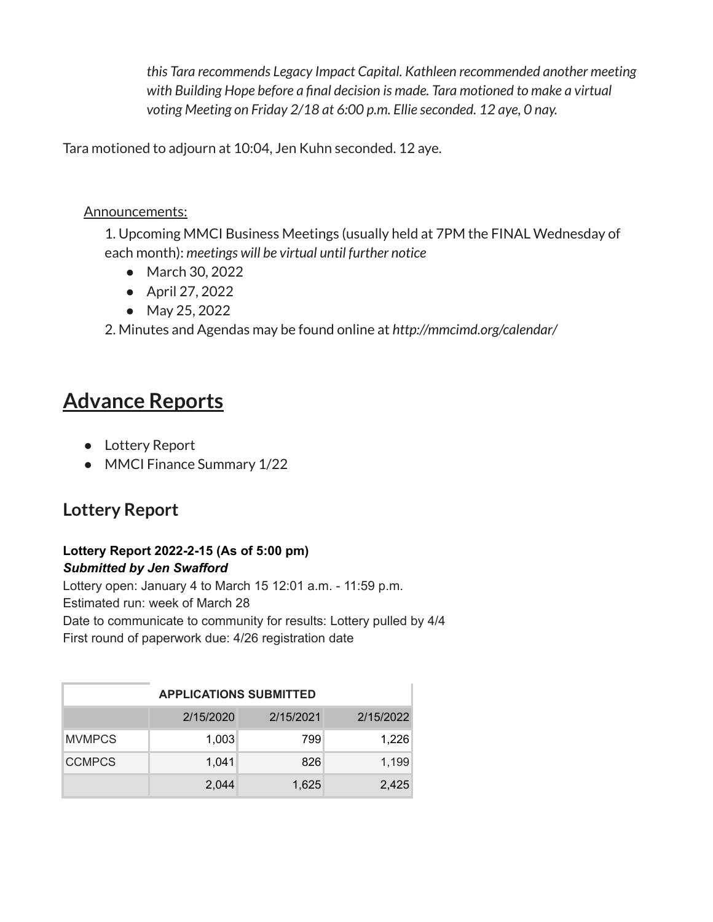*this Tara recommends Legacy Impact Capital. Kathleen recommended another meeting with Building Hope before a final decision is made. Tara motioned to make a virtual voting Meeting on Friday 2/18 at 6:00 p.m. Ellie seconded. 12 aye, 0 nay.*

Tara motioned to adjourn at 10:04, Jen Kuhn seconded. 12 aye.

Announcements:

1. Upcoming MMCI Business Meetings (usually held at 7PM the FINAL Wednesday of each month): *meetings will be virtual until further notice*
   - March 30, 2022
   - April 27, 2022
   - May 25, 2022
2. Minutes and Agendas may be found online at *http://mmcimd.org/calendar/*

# Advance Reports

- Lottery Report
- MMCI Finance Summary 1/22

## Lottery Report

**Lottery Report 2022-2-15 (As of 5:00 pm)**
***Submitted by Jen Swafford***

Lottery open: January 4 to March 15 12:01 a.m. - 11:59 p.m.
Estimated run: week of March 28
Date to communicate to community for results: Lottery pulled by 4/4
First round of paperwork due: 4/26 registration date

| | APPLICATIONS SUBMITTED | | |
|---|---|---|---|
| | 2/15/2020 | 2/15/2021 | 2/15/2022 |
| MVMPCS | 1,003 | 799 | 1,226 |
| CCMPCS | 1,041 | 826 | 1,199 |
| | 2,044 | 1,625 | 2,425 |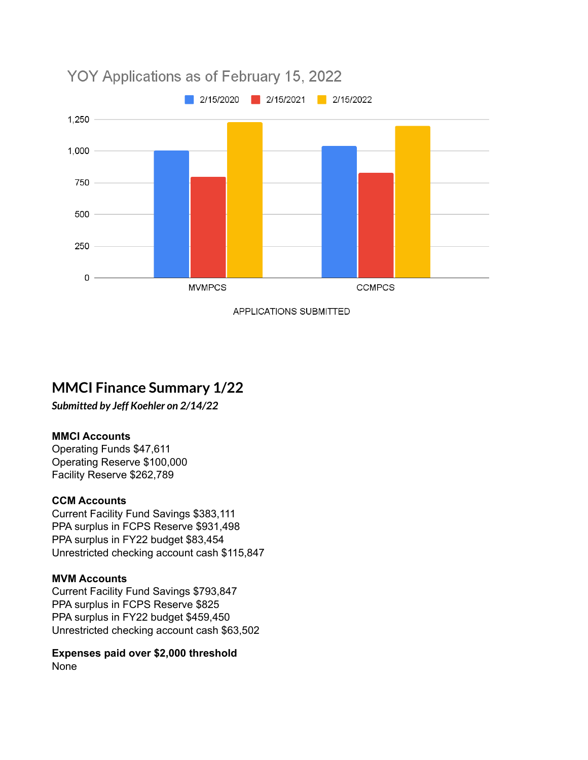YOY Applications as of February 15, 2022

2/15/2020
2/15/2021
2/15/2022

1,250
1,000
750
500
250
0

MVMPCS
CCMPCS

APPLICATIONS SUBMITTED

## MMCI Finance Summary 1/22

***Submitted by Jeff Koehler on 2/14/22***

**MMCI Accounts**
Operating Funds $47,611
Operating Reserve $100,000
Facility Reserve $262,789

**CCM Accounts**
Current Facility Fund Savings $383,111
PPA surplus in FCPS Reserve $931,498
PPA surplus in FY22 budget $83,454
Unrestricted checking account cash $115,847

**MVM Accounts**
Current Facility Fund Savings $793,847
PPA surplus in FCPS Reserve $825
PPA surplus in FY22 budget $459,450
Unrestricted checking account cash $63,502

**Expenses paid over $2,000 threshold**
None